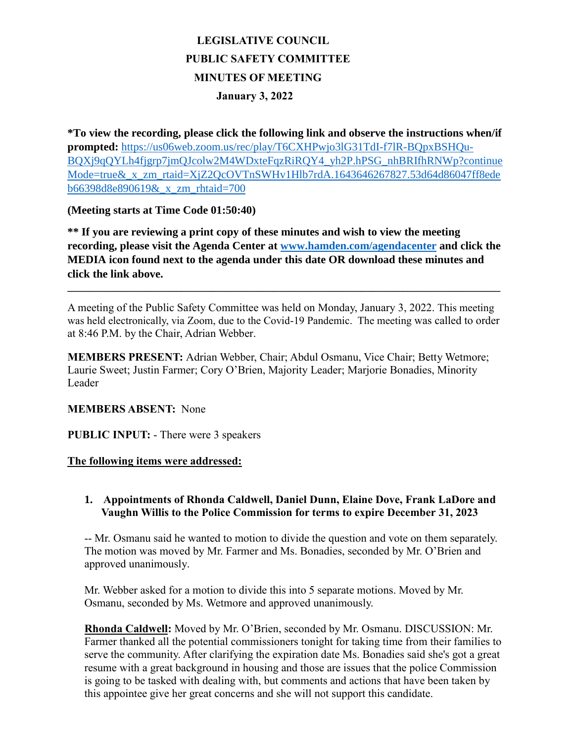# LEGISLATIVE COUNCIL
# PUBLIC SAFETY COMMITTEE
# MINUTES OF MEETING
## January 3, 2022

**\*To view the recording, please click the following link and observe the instructions when/if prompted:** https://us06web.zoom.us/rec/play/T6CXHPwjo3lG31TdI-f7lR-BQpxBSHQu-BQXj9qQYLh4fjgrp7jmQJcolw2M4WDxteFqzRiRQY4_yh2P.hPSG_nhBRIfhRNWp?continueMode=true&_x_zm_rtaid=XjZ2QcOVTnSWHv1Hlb7rdA.1643646267827.53d64d86047ff8edeb66398d8e890619&_x_zm_rhtaid=700

**(Meeting starts at Time Code 01:50:40)**

**\*\* If you are reviewing a print copy of these minutes and wish to view the meeting recording, please visit the Agenda Center at www.hamden.com/agendacenter and click the MEDIA icon found next to the agenda under this date OR download these minutes and click the link above.**

---

A meeting of the Public Safety Committee was held on Monday, January 3, 2022. This meeting was held electronically, via Zoom, due to the Covid-19 Pandemic. The meeting was called to order at 8:46 P.M. by the Chair, Adrian Webber.

**MEMBERS PRESENT:** Adrian Webber, Chair; Abdul Osmanu, Vice Chair; Betty Wetmore; Laurie Sweet; Justin Farmer; Cory O'Brien, Majority Leader; Marjorie Bonadies, Minority Leader

**MEMBERS ABSENT:** None

**PUBLIC INPUT:** - There were 3 speakers

**The following items were addressed:**

1. **Appointments of Rhonda Caldwell, Daniel Dunn, Elaine Dove, Frank LaDore and Vaughn Willis to the Police Commission for terms to expire December 31, 2023**

-- Mr. Osmanu said he wanted to motion to divide the question and vote on them separately. The motion was moved by Mr. Farmer and Ms. Bonadies, seconded by Mr. O'Brien and approved unanimously.

Mr. Webber asked for a motion to divide this into 5 separate motions. Moved by Mr. Osmanu, seconded by Ms. Wetmore and approved unanimously.

**Rhonda Caldwell:** Moved by Mr. O'Brien, seconded by Mr. Osmanu. DISCUSSION: Mr. Farmer thanked all the potential commissioners tonight for taking time from their families to serve the community. After clarifying the expiration date Ms. Bonadies said she's got a great resume with a great background in housing and those are issues that the police Commission is going to be tasked with dealing with, but comments and actions that have been taken by this appointee give her great concerns and she will not support this candidate.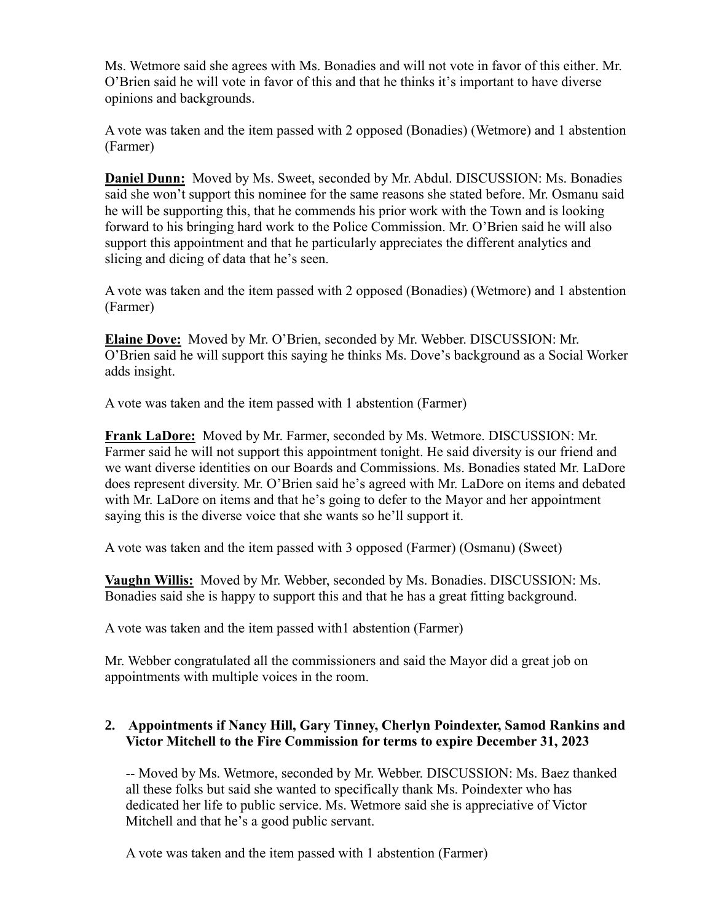Ms. Wetmore said she agrees with Ms. Bonadies and will not vote in favor of this either. Mr. O'Brien said he will vote in favor of this and that he thinks it's important to have diverse opinions and backgrounds.

A vote was taken and the item passed with 2 opposed (Bonadies) (Wetmore) and 1 abstention (Farmer)

**Daniel Dunn:** Moved by Ms. Sweet, seconded by Mr. Abdul. DISCUSSION: Ms. Bonadies said she won't support this nominee for the same reasons she stated before. Mr. Osmanu said he will be supporting this, that he commends his prior work with the Town and is looking forward to his bringing hard work to the Police Commission. Mr. O'Brien said he will also support this appointment and that he particularly appreciates the different analytics and slicing and dicing of data that he's seen.

A vote was taken and the item passed with 2 opposed (Bonadies) (Wetmore) and 1 abstention (Farmer)

**Elaine Dove:** Moved by Mr. O'Brien, seconded by Mr. Webber. DISCUSSION: Mr. O'Brien said he will support this saying he thinks Ms. Dove's background as a Social Worker adds insight.

A vote was taken and the item passed with 1 abstention (Farmer)

**Frank LaDore:** Moved by Mr. Farmer, seconded by Ms. Wetmore. DISCUSSION: Mr. Farmer said he will not support this appointment tonight. He said diversity is our friend and we want diverse identities on our Boards and Commissions. Ms. Bonadies stated Mr. LaDore does represent diversity. Mr. O'Brien said he's agreed with Mr. LaDore on items and debated with Mr. LaDore on items and that he's going to defer to the Mayor and her appointment saying this is the diverse voice that she wants so he'll support it.

A vote was taken and the item passed with 3 opposed (Farmer) (Osmanu) (Sweet)

**Vaughn Willis:** Moved by Mr. Webber, seconded by Ms. Bonadies. DISCUSSION: Ms. Bonadies said she is happy to support this and that he has a great fitting background.

A vote was taken and the item passed with1 abstention (Farmer)

Mr. Webber congratulated all the commissioners and said the Mayor did a great job on appointments with multiple voices in the room.

**2. Appointments if Nancy Hill, Gary Tinney, Cherlyn Poindexter, Samod Rankins and Victor Mitchell to the Fire Commission for terms to expire December 31, 2023**

-- Moved by Ms. Wetmore, seconded by Mr. Webber. DISCUSSION: Ms. Baez thanked all these folks but said she wanted to specifically thank Ms. Poindexter who has dedicated her life to public service. Ms. Wetmore said she is appreciative of Victor Mitchell and that he's a good public servant.

A vote was taken and the item passed with 1 abstention (Farmer)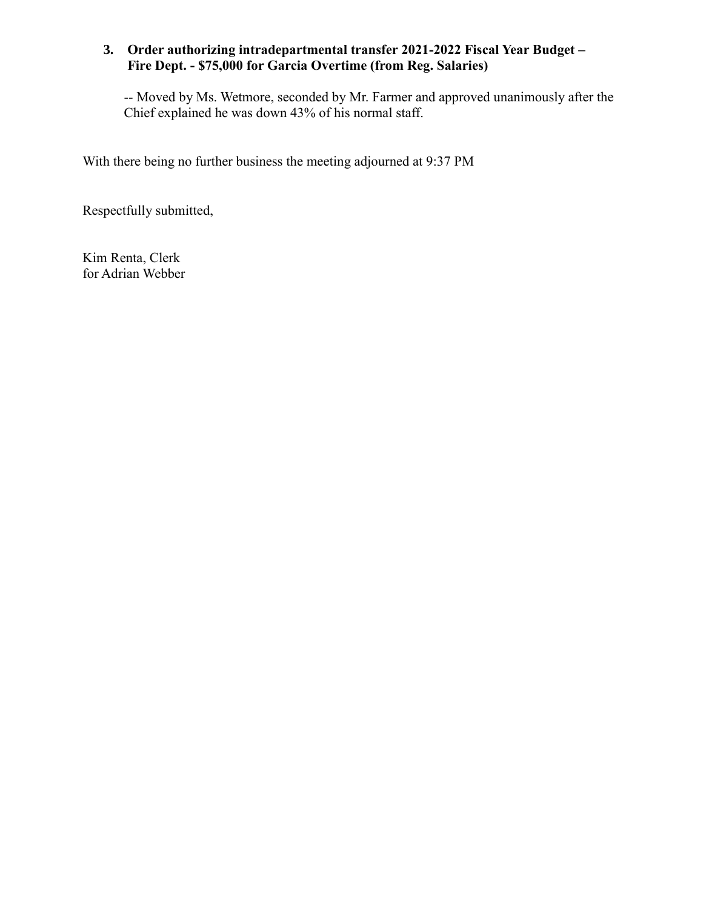3. **Order authorizing intradepartmental transfer 2021-2022 Fiscal Year Budget – Fire Dept. - $75,000 for Garcia Overtime (from Reg. Salaries)**

   -- Moved by Ms. Wetmore, seconded by Mr. Farmer and approved unanimously after the Chief explained he was down 43% of his normal staff.

With there being no further business the meeting adjourned at 9:37 PM

Respectfully submitted,

Kim Renta, Clerk
for Adrian Webber